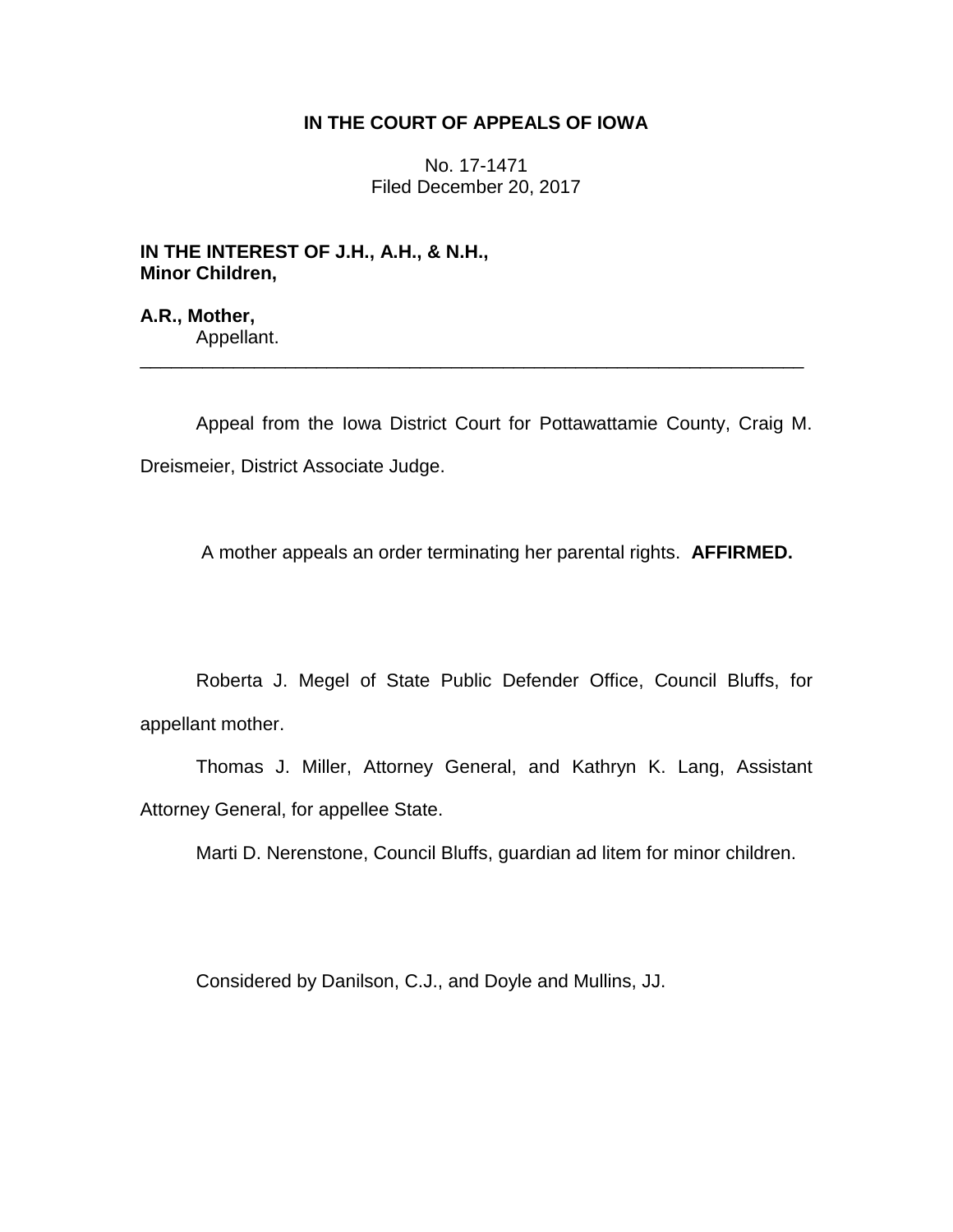**IN THE COURT OF APPEALS OF IOWA**

No. 17-1471
Filed December 20, 2017

**IN THE INTEREST OF J.H., A.H., & N.H.,**
**Minor Children,**

**A.R., Mother,**
Appellant.

---

Appeal from the Iowa District Court for Pottawattamie County, Craig M. Dreismeier, District Associate Judge.

A mother appeals an order terminating her parental rights. **AFFIRMED.**

Roberta J. Megel of State Public Defender Office, Council Bluffs, for appellant mother.

Thomas J. Miller, Attorney General, and Kathryn K. Lang, Assistant Attorney General, for appellee State.

Marti D. Nerenstone, Council Bluffs, guardian ad litem for minor children.

Considered by Danilson, C.J., and Doyle and Mullins, JJ.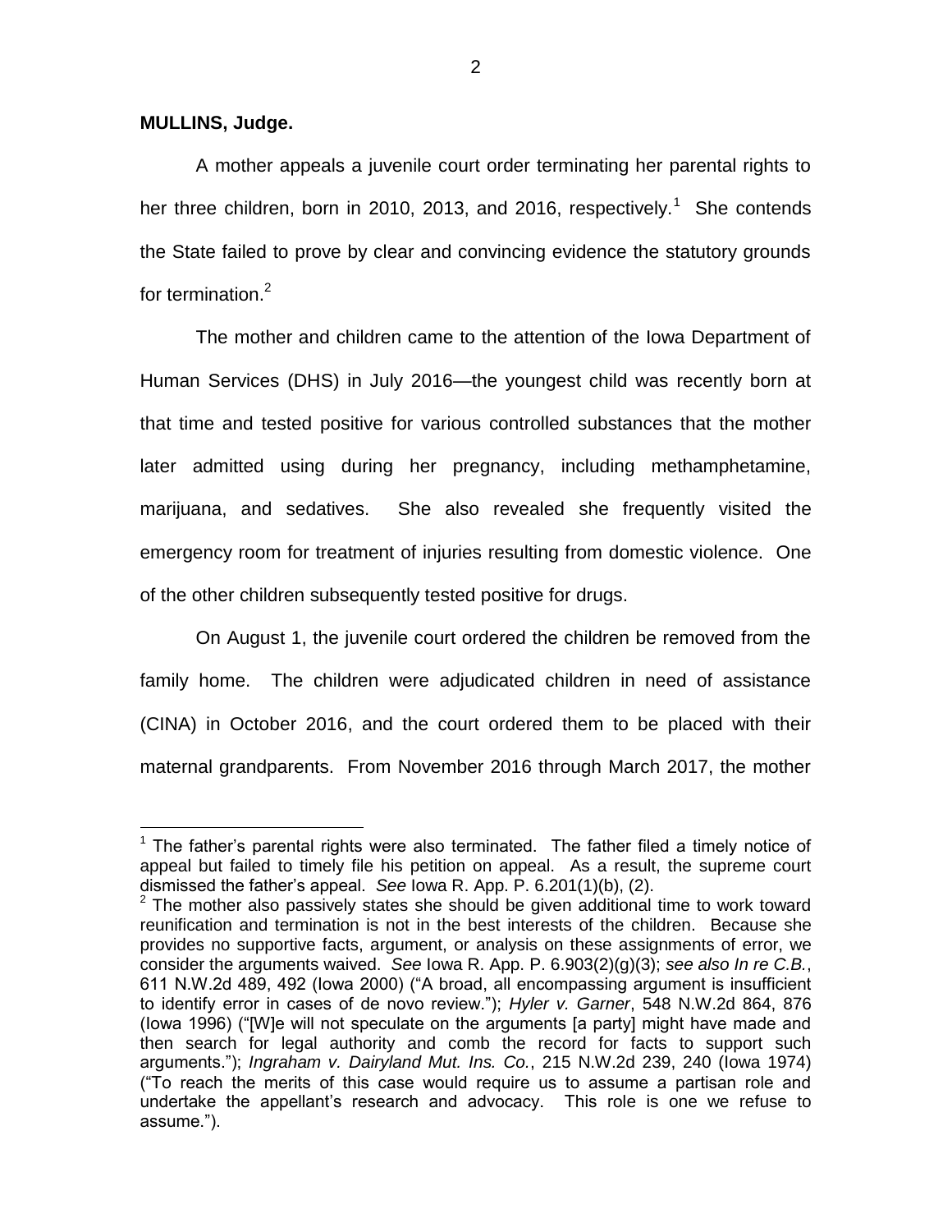**MULLINS, Judge.**

A mother appeals a juvenile court order terminating her parental rights to her three children, born in 2010, 2013, and 2016, respectively.[1] She contends the State failed to prove by clear and convincing evidence the statutory grounds for termination.[2]

The mother and children came to the attention of the Iowa Department of Human Services (DHS) in July 2016—the youngest child was recently born at that time and tested positive for various controlled substances that the mother later admitted using during her pregnancy, including methamphetamine, marijuana, and sedatives. She also revealed she frequently visited the emergency room for treatment of injuries resulting from domestic violence. One of the other children subsequently tested positive for drugs.

On August 1, the juvenile court ordered the children be removed from the family home. The children were adjudicated children in need of assistance (CINA) in October 2016, and the court ordered them to be placed with their maternal grandparents. From November 2016 through March 2017, the mother

---

[1] The father's parental rights were also terminated. The father filed a timely notice of appeal but failed to timely file his petition on appeal. As a result, the supreme court dismissed the father's appeal. *See* Iowa R. App. P. 6.201(1)(b), (2).

[2] The mother also passively states she should be given additional time to work toward reunification and termination is not in the best interests of the children. Because she provides no supportive facts, argument, or analysis on these assignments of error, we consider the arguments waived. *See* Iowa R. App. P. 6.903(2)(g)(3); *see also In re C.B.*, 611 N.W.2d 489, 492 (Iowa 2000) ("A broad, all encompassing argument is insufficient to identify error in cases of de novo review."); *Hyler v. Garner*, 548 N.W.2d 864, 876 (Iowa 1996) ("[W]e will not speculate on the arguments [a party] might have made and then search for legal authority and comb the record for facts to support such arguments."); *Ingraham v. Dairyland Mut. Ins. Co.*, 215 N.W.2d 239, 240 (Iowa 1974) ("To reach the merits of this case would require us to assume a partisan role and undertake the appellant's research and advocacy. This role is one we refuse to assume.").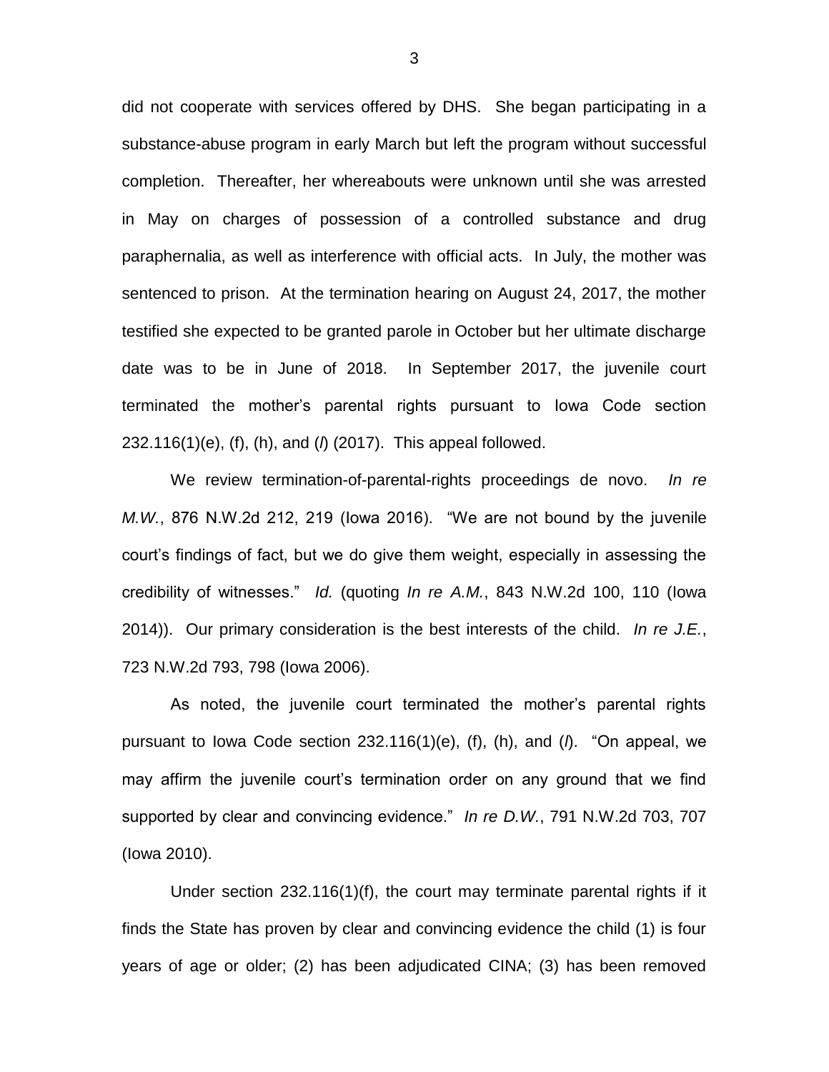did not cooperate with services offered by DHS. She began participating in a substance-abuse program in early March but left the program without successful completion. Thereafter, her whereabouts were unknown until she was arrested in May on charges of possession of a controlled substance and drug paraphernalia, as well as interference with official acts. In July, the mother was sentenced to prison. At the termination hearing on August 24, 2017, the mother testified she expected to be granted parole in October but her ultimate discharge date was to be in June of 2018. In September 2017, the juvenile court terminated the mother's parental rights pursuant to Iowa Code section 232.116(1)(e), (f), (h), and (*l*) (2017). This appeal followed.

We review termination-of-parental-rights proceedings de novo. *In re M.W.*, 876 N.W.2d 212, 219 (Iowa 2016). "We are not bound by the juvenile court's findings of fact, but we do give them weight, especially in assessing the credibility of witnesses." *Id.* (quoting *In re A.M.*, 843 N.W.2d 100, 110 (Iowa 2014)). Our primary consideration is the best interests of the child. *In re J.E.*, 723 N.W.2d 793, 798 (Iowa 2006).

As noted, the juvenile court terminated the mother's parental rights pursuant to Iowa Code section 232.116(1)(e), (f), (h), and (*l*). "On appeal, we may affirm the juvenile court's termination order on any ground that we find supported by clear and convincing evidence." *In re D.W.*, 791 N.W.2d 703, 707 (Iowa 2010).

Under section 232.116(1)(f), the court may terminate parental rights if it finds the State has proven by clear and convincing evidence the child (1) is four years of age or older; (2) has been adjudicated CINA; (3) has been removed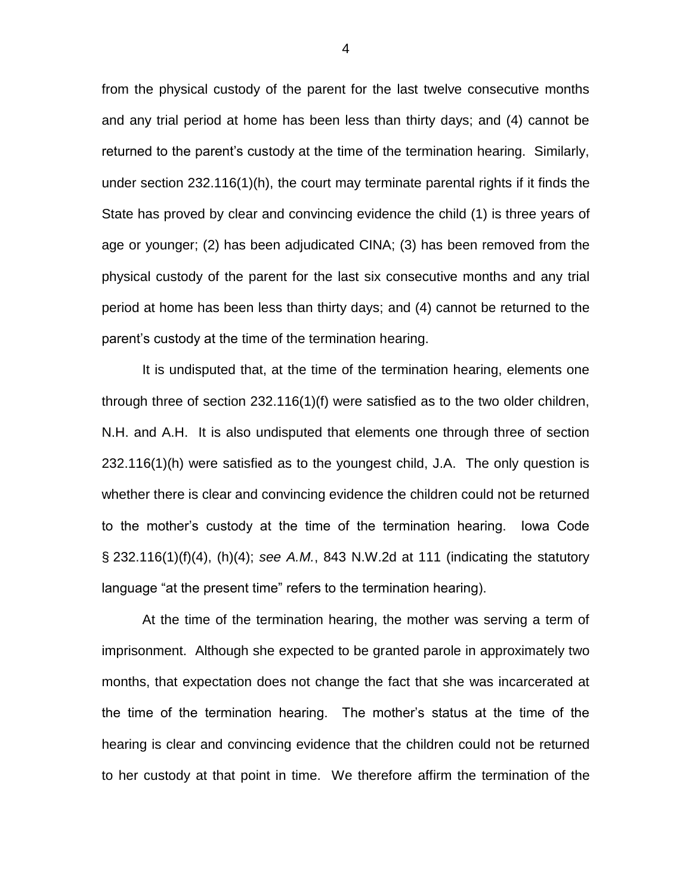from the physical custody of the parent for the last twelve consecutive months and any trial period at home has been less than thirty days; and (4) cannot be returned to the parent's custody at the time of the termination hearing. Similarly, under section 232.116(1)(h), the court may terminate parental rights if it finds the State has proved by clear and convincing evidence the child (1) is three years of age or younger; (2) has been adjudicated CINA; (3) has been removed from the physical custody of the parent for the last six consecutive months and any trial period at home has been less than thirty days; and (4) cannot be returned to the parent's custody at the time of the termination hearing.

It is undisputed that, at the time of the termination hearing, elements one through three of section 232.116(1)(f) were satisfied as to the two older children, N.H. and A.H. It is also undisputed that elements one through three of section 232.116(1)(h) were satisfied as to the youngest child, J.A. The only question is whether there is clear and convincing evidence the children could not be returned to the mother's custody at the time of the termination hearing. Iowa Code § 232.116(1)(f)(4), (h)(4); *see A.M.*, 843 N.W.2d at 111 (indicating the statutory language "at the present time" refers to the termination hearing).

At the time of the termination hearing, the mother was serving a term of imprisonment. Although she expected to be granted parole in approximately two months, that expectation does not change the fact that she was incarcerated at the time of the termination hearing. The mother's status at the time of the hearing is clear and convincing evidence that the children could not be returned to her custody at that point in time. We therefore affirm the termination of the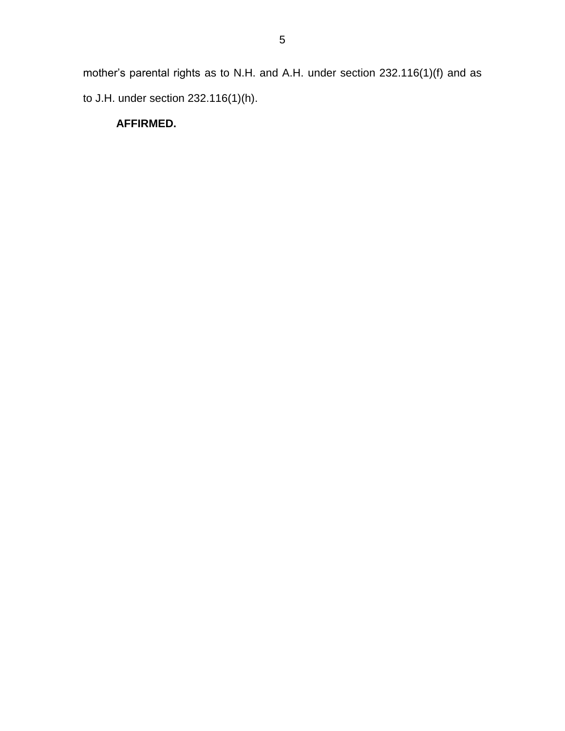mother's parental rights as to N.H. and A.H. under section 232.116(1)(f) and as to J.H. under section 232.116(1)(h).

**AFFIRMED.**